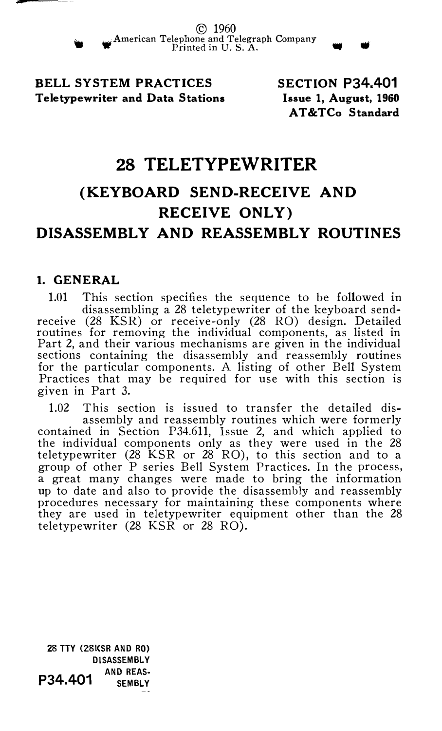© 1960
American Telephone and Telegraph Company
Printed in U. S. A.

**BELL SYSTEM PRACTICES**
**Teletypewriter and Data Stations**

**SECTION P34.401**
**Issue 1, August, 1960**
**AT&TCo Standard**

# 28 TELETYPEWRITER

## (KEYBOARD SEND-RECEIVE AND RECEIVE ONLY)

## DISASSEMBLY AND REASSEMBLY ROUTINES

### 1. GENERAL

1.01 This section specifies the sequence to be followed in disassembling a 28 teletypewriter of the keyboard send-receive (28 KSR) or receive-only (28 RO) design. Detailed routines for removing the individual components, as listed in Part 2, and their various mechanisms are given in the individual sections containing the disassembly and reassembly routines for the particular components. A listing of other Bell System Practices that may be required for use with this section is given in Part 3.

1.02 This section is issued to transfer the detailed disassembly and reassembly routines which were formerly contained in Section P34.611, Issue 2, and which applied to the individual components only as they were used in the 28 teletypewriter (28 KSR or 28 RO), to this section and to a group of other P series Bell System Practices. In the process, a great many changes were made to bring the information up to date and also to provide the disassembly and reassembly procedures necessary for maintaining these components where they are used in teletypewriter equipment other than the 28 teletypewriter (28 KSR or 28 RO).

28 TTY (28KSR AND RO)
DISASSEMBLY
AND REASSEMBLY
P34.401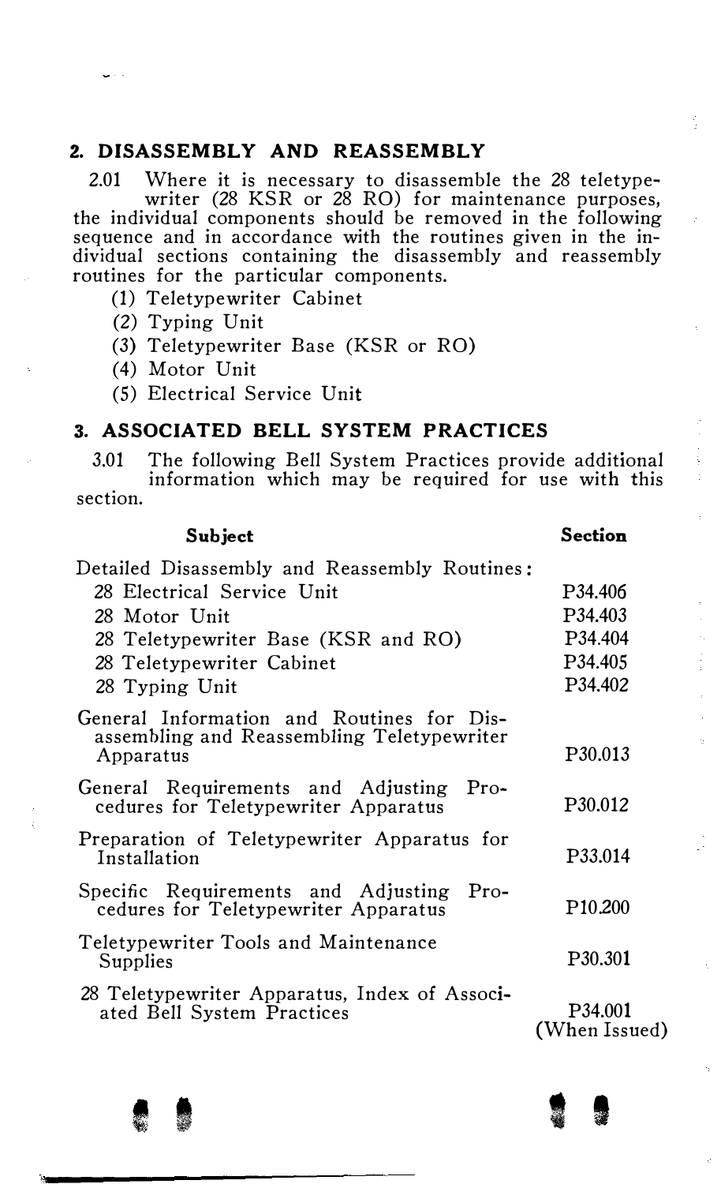## 2. DISASSEMBLY AND REASSEMBLY

2.01 Where it is necessary to disassemble the 28 teletypewriter (28 KSR or 28 RO) for maintenance purposes, the individual components should be removed in the following sequence and in accordance with the routines given in the individual sections containing the disassembly and reassembly routines for the particular components.

(1) Teletypewriter Cabinet

(2) Typing Unit

(3) Teletypewriter Base (KSR or RO)

(4) Motor Unit

(5) Electrical Service Unit

## 3. ASSOCIATED BELL SYSTEM PRACTICES

3.01 The following Bell System Practices provide additional information which may be required for use with this section.

| Subject | Section |
|---|---|
| Detailed Disassembly and Reassembly Routines: | |
| 28 Electrical Service Unit | P34.406 |
| 28 Motor Unit | P34.403 |
| 28 Teletypewriter Base (KSR and RO) | P34.404 |
| 28 Teletypewriter Cabinet | P34.405 |
| 28 Typing Unit | P34.402 |
| General Information and Routines for Disassembling and Reassembling Teletypewriter Apparatus | P30.013 |
| General Requirements and Adjusting Procedures for Teletypewriter Apparatus | P30.012 |
| Preparation of Teletypewriter Apparatus for Installation | P33.014 |
| Specific Requirements and Adjusting Procedures for Teletypewriter Apparatus | P10.200 |
| Teletypewriter Tools and Maintenance Supplies | P30.301 |
| 28 Teletypewriter Apparatus, Index of Associated Bell System Practices | P34.001 (When Issued) |